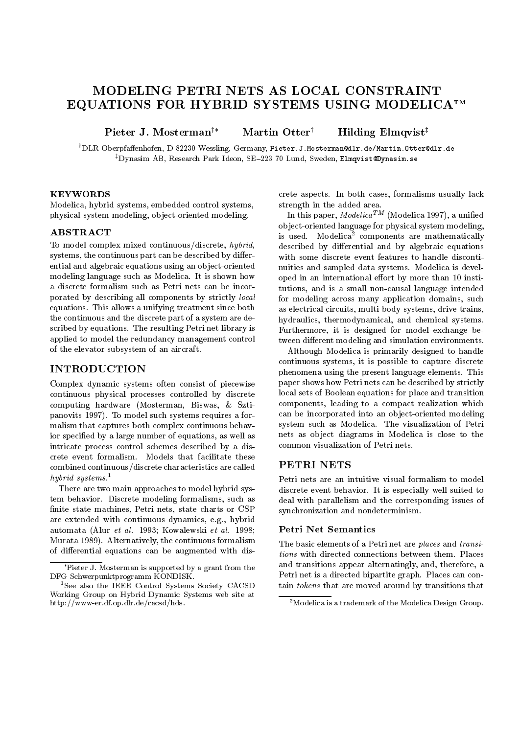# MODELING PETRI NETS AS LOCAL CONSTRAINT EQUATIONS FOR HYBRID SYSTEMS USING MODELICA™

**Pieter J. Mosterman**[†*] **Martin Otter**[†] **Hilding Elmqvist**[‡]

[†]DLR Oberpfaffenhofen, D-82230 Wessling, Germany, Pieter.J.Mosterman@dlr.de/Martin.Otter@dlr.de
[‡]Dynasim AB, Research Park Ideon, SE–223 70 Lund, Sweden, Elmqvist@Dynasim.se

## KEYWORDS

Modelica, hybrid systems, embedded control systems, physical system modeling, object-oriented modeling.

## ABSTRACT

To model complex mixed continuous/discrete, *hybrid*, systems, the continuous part can be described by differential and algebraic equations using an object-oriented modeling language such as Modelica. It is shown how a discrete formalism such as Petri nets can be incorporated by describing all components by strictly *local* equations. This allows a unifying treatment since both the continuous and the discrete part of a system are described by equations. The resulting Petri net library is applied to model the redundancy management control of the elevator subsystem of an aircraft.

## INTRODUCTION

Complex dynamic systems often consist of piecewise continuous physical processes controlled by discrete computing hardware (Mosterman, Biswas, & Sztipanovits 1997). To model such systems requires a formalism that captures both complex continuous behavior specified by a large number of equations, as well as intricate process control schemes described by a discrete event formalism. Models that facilitate these combined continuous/discrete characteristics are called *hybrid systems*.[1]

There are two main approaches to model hybrid system behavior. Discrete modeling formalisms, such as finite state machines, Petri nets, state charts or CSP are extended with continuous dynamics, e.g., hybrid automata (Alur *et al.* 1993; Kowalewski *et al.* 1998; Murata 1989). Alternatively, the continuous formalism of differential equations can be augmented with discrete aspects. In both cases, formalisms usually lack strength in the added area.

In this paper, *Modelica^TM* (Modelica 1997), a unified object-oriented language for physical system modeling, is used. Modelica[2] components are mathematically described by differential and by algebraic equations with some discrete event features to handle discontinuities and sampled data systems. Modelica is developed in an international effort by more than 10 institutions, and is a small non-causal language intended for modeling across many application domains, such as electrical circuits, multi-body systems, drive trains, hydraulics, thermodynamical, and chemical systems. Furthermore, it is designed for model exchange between different modeling and simulation environments.

Although Modelica is primarily designed to handle continuous systems, it is possible to capture discrete phenomena using the present language elements. This paper shows how Petri nets can be described by strictly local sets of Boolean equations for place and transition components, leading to a compact realization which can be incorporated into an object-oriented modeling system such as Modelica. The visualization of Petri nets as object diagrams in Modelica is close to the common visualization of Petri nets.

## PETRI NETS

Petri nets are an intuitive visual formalism to model discrete event behavior. It is especially well suited to deal with parallelism and the corresponding issues of synchronization and nondeterminism.

### Petri Net Semantics

The basic elements of a Petri net are *places* and *transitions* with directed connections between them. Places and transitions appear alternatingly, and, therefore, a Petri net is a directed bipartite graph. Places can contain *tokens* that are moved around by transitions that

---

*Pieter J. Mosterman is supported by a grant from the DFG Schwerpunktprogramm KONDISK.

[1]See also the IEEE Control Systems Society CACSD Working Group on Hybrid Dynamic Systems web site at http://www-er.df.op.dlr.de/cacsd/hds.

[2]Modelica is a trademark of the Modelica Design Group.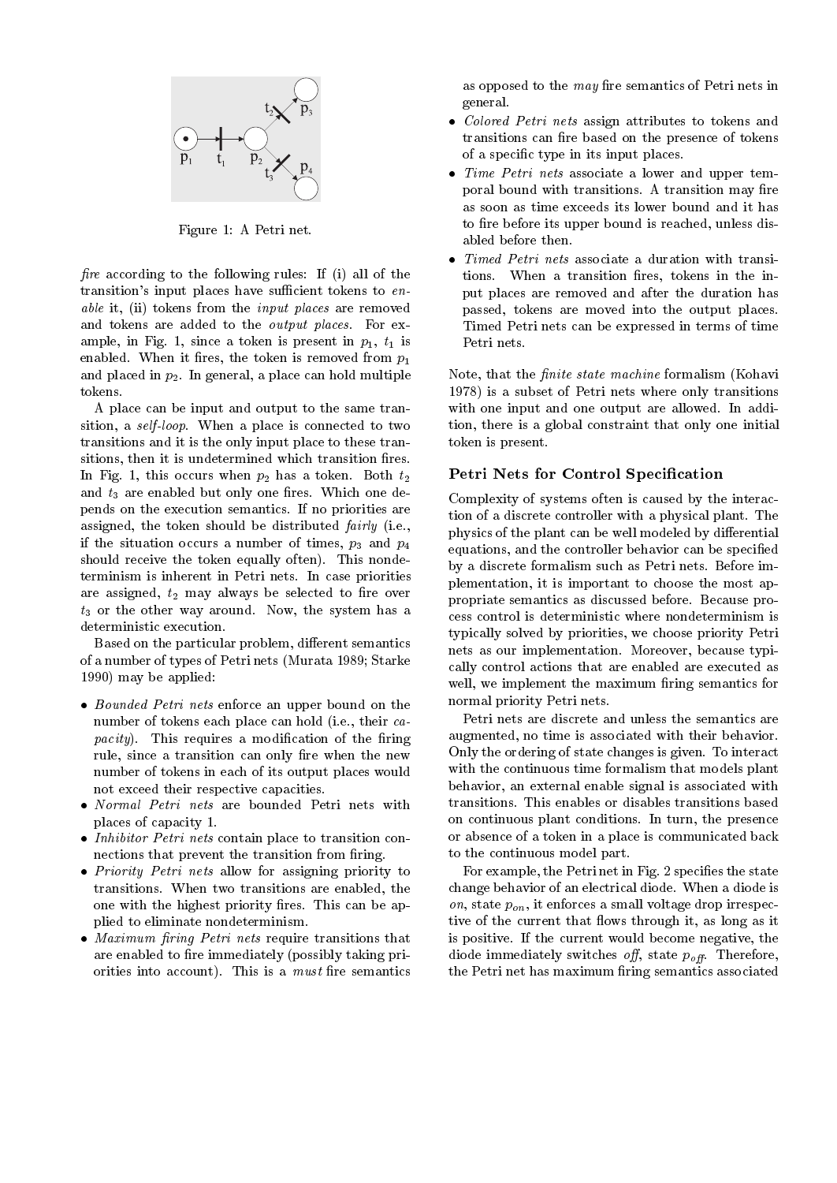Figure 1: A Petri net.

*fire* according to the following rules: If (i) all of the transition's input places have sufficient tokens to *enable* it, (ii) tokens from the *input places* are removed and tokens are added to the *output places*. For example, in Fig. 1, since a token is present in $p_1$, $t_1$ is enabled. When it fires, the token is removed from $p_1$ and placed in $p_2$. In general, a place can hold multiple tokens.

A place can be input and output to the same transition, a *self-loop*. When a place is connected to two transitions and it is the only input place to these transitions, then it is undetermined which transition fires. In Fig. 1, this occurs when $p_2$ has a token. Both $t_2$ and $t_3$ are enabled but only one fires. Which one depends on the execution semantics. If no priorities are assigned, the token should be distributed *fairly* (i.e., if the situation occurs a number of times, $p_3$ and $p_4$ should receive the token equally often). This nondeterminism is inherent in Petri nets. In case priorities are assigned, $t_2$ may always be selected to fire over $t_3$ or the other way around. Now, the system has a deterministic execution.

Based on the particular problem, different semantics of a number of types of Petri nets (Murata 1989; Starke 1990) may be applied:

- *Bounded Petri nets* enforce an upper bound on the number of tokens each place can hold (i.e., their *capacity*). This requires a modification of the firing rule, since a transition can only fire when the new number of tokens in each of its output places would not exceed their respective capacities.
- *Normal Petri nets* are bounded Petri nets with places of capacity 1.
- *Inhibitor Petri nets* contain place to transition connections that prevent the transition from firing.
- *Priority Petri nets* allow for assigning priority to transitions. When two transitions are enabled, the one with the highest priority fires. This can be applied to eliminate nondeterminism.
- *Maximum firing Petri nets* require transitions that are enabled to fire immediately (possibly taking priorities into account). This is a *must* fire semantics as opposed to the *may* fire semantics of Petri nets in general.
- *Colored Petri nets* assign attributes to tokens and transitions can fire based on the presence of tokens of a specific type in its input places.
- *Time Petri nets* associate a lower and upper temporal bound with transitions. A transition may fire as soon as time exceeds its lower bound and it has to fire before its upper bound is reached, unless disabled before then.
- *Timed Petri nets* associate a duration with transitions. When a transition fires, tokens in the input places are removed and after the duration has passed, tokens are moved into the output places. Timed Petri nets can be expressed in terms of time Petri nets.

Note, that the *finite state machine* formalism (Kohavi 1978) is a subset of Petri nets where only transitions with one input and one output are allowed. In addition, there is a global constraint that only one initial token is present.

## Petri Nets for Control Specification

Complexity of systems often is caused by the interaction of a discrete controller with a physical plant. The physics of the plant can be well modeled by differential equations, and the controller behavior can be specified by a discrete formalism such as Petri nets. Before implementation, it is important to choose the most appropriate semantics as discussed before. Because process control is deterministic where nondeterminism is typically solved by priorities, we choose priority Petri nets as our implementation. Moreover, because typically control actions that are enabled are executed as well, we implement the maximum firing semantics for normal priority Petri nets.

Petri nets are discrete and unless the semantics are augmented, no time is associated with their behavior. Only the ordering of state changes is given. To interact with the continuous time formalism that models plant behavior, an external enable signal is associated with transitions. This enables or disables transitions based on continuous plant conditions. In turn, the presence or absence of a token in a place is communicated back to the continuous model part.

For example, the Petri net in Fig. 2 specifies the state change behavior of an electrical diode. When a diode is *on*, state $p_{on}$, it enforces a small voltage drop irrespective of the current that flows through it, as long as it is positive. If the current would become negative, the diode immediately switches *off*, state $p_{off}$. Therefore, the Petri net has maximum firing semantics associated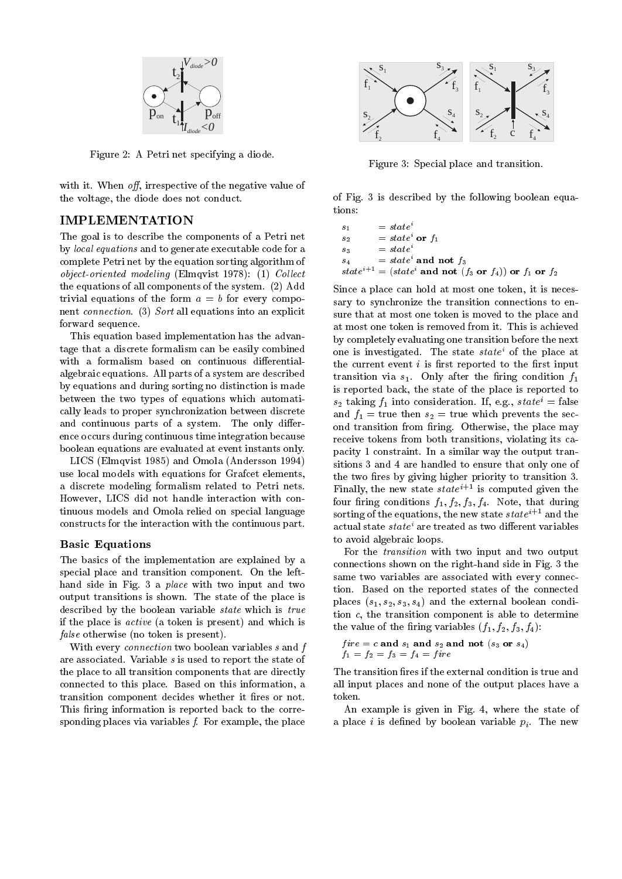Figure 2: A Petri net specifying a diode.

with it. When *off*, irrespective of the negative value of the voltage, the diode does not conduct.

## IMPLEMENTATION

The goal is to describe the components of a Petri net by *local equations* and to generate executable code for a complete Petri net by the equation sorting algorithm of *object-oriented modeling* (Elmqvist 1978): (1) *Collect* the equations of all components of the system. (2) Add trivial equations of the form $a = b$ for every component *connection*. (3) *Sort* all equations into an explicit forward sequence.

This equation based implementation has the advantage that a discrete formalism can be easily combined with a formalism based on continuous differential-algebraic equations. All parts of a system are described by equations and during sorting no distinction is made between the two types of equations which automatically leads to proper synchronization between discrete and continuous parts of a system. The only difference occurs during continuous time integration because boolean equations are evaluated at event instants only.

LICS (Elmqvist 1985) and Omola (Andersson 1994) use local models with equations for Grafcet elements, a discrete modeling formalism related to Petri nets. However, LICS did not handle interaction with continuous models and Omola relied on special language constructs for the interaction with the continuous part.

### Basic Equations

The basics of the implementation are explained by a special place and transition component. On the left-hand side in Fig. 3 a *place* with two input and two output transitions is shown. The state of the place is described by the boolean variable *state* which is *true* if the place is *active* (a token is present) and which is *false* otherwise (no token is present).

With every *connection* two boolean variables $s$ and $f$ are associated. Variable $s$ is used to report the state of the place to all transition components that are directly connected to this place. Based on this information, a transition component decides whether it fires or not. This firing information is reported back to the corresponding places via variables $f$. For example, the place of Fig. 3 is described by the following boolean equations:

Figure 3: Special place and transition.

$$
\begin{aligned}
s_1 &= state^i \\
s_2 &= state^i \textbf{ or } f_1 \\
s_3 &= state^i \\
s_4 &= state^i \textbf{ and not } f_3 \\
state^{i+1} &= (state^i \textbf{ and not } (f_3 \textbf{ or } f_4)) \textbf{ or } f_1 \textbf{ or } f_2
\end{aligned}
$$

Since a place can hold at most one token, it is necessary to synchronize the transition connections to ensure that at most one token is moved to the place and at most one token is removed from it. This is achieved by completely evaluating one transition before the next one is investigated. The state $state^i$ of the place at the current event $i$ is first reported to the first input transition via $s_1$. Only after the firing condition $f_1$ is reported back, the state of the place is reported to $s_2$ taking $f_1$ into consideration. If, e.g., $state^i$ = false and $f_1$ = true then $s_2$ = true which prevents the second transition from firing. Otherwise, the place may receive tokens from both transitions, violating its capacity 1 constraint. In a similar way the output transitions 3 and 4 are handled to ensure that only one of the two fires by giving higher priority to transition 3. Finally, the new state $state^{i+1}$ is computed given the four firing conditions $f_1, f_2, f_3, f_4$. Note, that during sorting of the equations, the new state $state^{i+1}$ and the actual state $state^i$ are treated as two different variables to avoid algebraic loops.

For the *transition* with two input and two output connections shown on the right-hand side in Fig. 3 the same two variables are associated with every connection. Based on the reported states of the connected places ($s_1, s_2, s_3, s_4$) and the external boolean condition $c$, the transition component is able to determine the value of the firing variables ($f_1, f_2, f_3, f_4$):

$$
\begin{aligned}
&fire = c \textbf{ and } s_1 \textbf{ and } s_2 \textbf{ and not } (s_3 \textbf{ or } s_4) \\
&f_1 = f_2 = f_3 = f_4 = fire
\end{aligned}
$$

The transition fires if the external condition is true and all input places and none of the output places have a token.

An example is given in Fig. 4, where the state of a place $i$ is defined by boolean variable $p_i$. The new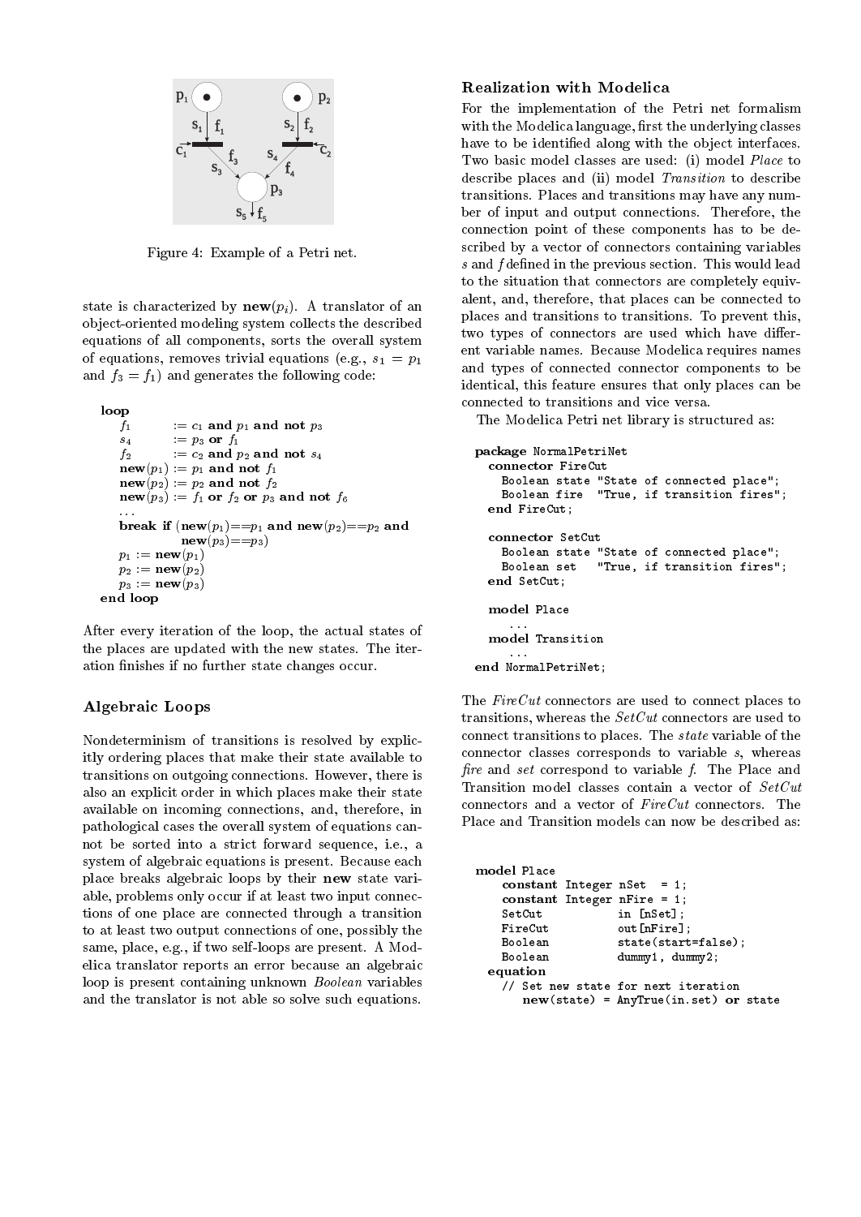Figure 4: Example of a Petri net.

state is characterized by $\mathbf{new}(p_i)$. A translator of an object-oriented modeling system collects the described equations of all components, sorts the overall system of equations, removes trivial equations (e.g., $s_1 = p_1$ and $f_3 = f_1$) and generates the following code:

$$
\begin{array}{ll}
\mathbf{loop} & \\
\quad f_1 & := c_1 \text{ and } p_1 \text{ and not } p_3 \\
\quad s_4 & := p_3 \text{ or } f_1 \\
\quad f_2 & := c_2 \text{ and } p_2 \text{ and not } s_4 \\
\quad \mathbf{new}(p_1) & := p_1 \text{ and not } f_1 \\
\quad \mathbf{new}(p_2) & := p_2 \text{ and not } f_2 \\
\quad \mathbf{new}(p_3) & := f_1 \text{ or } f_2 \text{ or } p_3 \text{ and not } f_6 \\
\quad \ldots & \\
\quad \mathbf{break\ if} & (\mathbf{new}(p_1) {=}{=} p_1 \text{ and } \mathbf{new}(p_2) {=}{=} p_2 \text{ and } \mathbf{new}(p_3) {=}{=} p_3) \\
\quad p_1 & := \mathbf{new}(p_1) \\
\quad p_2 & := \mathbf{new}(p_2) \\
\quad p_3 & := \mathbf{new}(p_3) \\
\mathbf{end\ loop} &
\end{array}
$$

After every iteration of the loop, the actual states of the places are updated with the new states. The iteration finishes if no further state changes occur.

## Algebraic Loops

Nondeterminism of transitions is resolved by explicitly ordering places that make their state available to transitions on outgoing connections. However, there is also an explicit order in which places make their state available on incoming connections, and, therefore, in pathological cases the overall system of equations cannot be sorted into a strict forward sequence, i.e., a system of algebraic equations is present. Because each place breaks algebraic loops by their **new** state variable, problems only occur if at least two input connections of one place are connected through a transition to at least two output connections of one, possibly the same, place, e.g., if two self-loops are present. A Modelica translator reports an error because an algebraic loop is present containing unknown *Boolean* variables and the translator is not able so solve such equations.

## Realization with Modelica

For the implementation of the Petri net formalism with the Modelica language, first the underlying classes have to be identified along with the object interfaces. Two basic model classes are used: (i) model *Place* to describe places and (ii) model *Transition* to describe transitions. Places and transitions may have any number of input and output connections. Therefore, the connection point of these components has to be described by a vector of connectors containing variables *s* and *f* defined in the previous section. This would lead to the situation that connectors are completely equivalent, and, therefore, that places can be connected to places and transitions to transitions. To prevent this, two types of connectors are used which have different variable names. Because Modelica requires names and types of connected connector components to be identical, this feature ensures that only places can be connected to transitions and vice versa.

The Modelica Petri net library is structured as:

```
package NormalPetriNet
  connector FireCut
    Boolean state "State of connected place";
    Boolean fire  "True, if transition fires";
  end FireCut;

  connector SetCut
    Boolean state "State of connected place";
    Boolean set   "True, if transition fires";
  end SetCut;

  model Place
    ...
  model Transition
    ...
end NormalPetriNet;
```

The *FireCut* connectors are used to connect places to transitions, whereas the *SetCut* connectors are used to connect transitions to places. The *state* variable of the connector classes corresponds to variable *s*, whereas *fire* and *set* correspond to variable *f*. The Place and Transition model classes contain a vector of *SetCut* connectors and a vector of *FireCut* connectors. The Place and Transition models can now be described as:

```
model Place
    constant Integer nSet  = 1;
    constant Integer nFire = 1;
    SetCut           in [nSet];
    FireCut          out[nFire];
    Boolean          state(start=false);
    Boolean          dummy1, dummy2;
  equation
    // Set new state for next iteration
       new(state) = AnyTrue(in.set) or state
```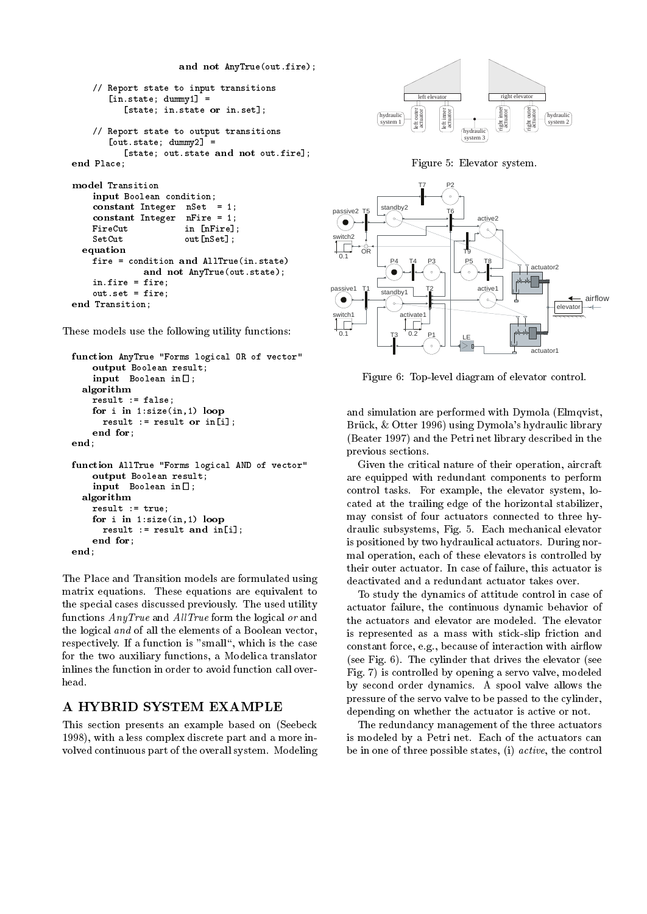```
                    and not AnyTrue(out.fire);

    // Report state to input transitions
       [in.state; dummy1] =
           [state; in.state or in.set];

    // Report state to output transitions
       [out.state; dummy2] =
           [state; out.state and not out.fire];
end Place;
```

```
model Transition
    input Boolean condition;
    constant Integer  nSet  = 1;
    constant Integer  nFire = 1;
    FireCut           in [nFire];
    SetCut            out[nSet];
  equation
    fire = condition and AllTrue(in.state)
             and not AnyTrue(out.state);
    in.fire = fire;
    out.set = fire;
end Transition;
```

These models use the following utility functions:

```
function AnyTrue "Forms logical OR of vector"
    output Boolean result;
    input  Boolean in[];
  algorithm
    result := false;
    for i in 1:size(in,1) loop
      result := result or in[i];
    end for;
end;

function AllTrue "Forms logical AND of vector"
    output Boolean result;
    input  Boolean in[];
  algorithm
    result := true;
    for i in 1:size(in,1) loop
      result := result and in[i];
    end for;
end;
```

The Place and Transition models are formulated using matrix equations. These equations are equivalent to the special cases discussed previously. The used utility functions *AnyTrue* and *AllTrue* form the logical *or* and the logical *and* of all the elements of a Boolean vector, respectively. If a function is "small", which is the case for the two auxiliary functions, a Modelica translator inlines the function in order to avoid function call overhead.

## A HYBRID SYSTEM EXAMPLE

This section presents an example based on (Seebeck 1998), with a less complex discrete part and a more involved continuous part of the overall system. Modeling and simulation are performed with Dymola (Elmqvist, Brück, & Otter 1996) using Dymola's hydraulic library (Beater 1997) and the Petri net library described in the previous sections.

Figure 5: Elevator system.

Figure 6: Top-level diagram of elevator control.

Given the critical nature of their operation, aircraft are equipped with redundant components to perform control tasks. For example, the elevator system, located at the trailing edge of the horizontal stabilizer, may consist of four actuators connected to three hydraulic subsystems, Fig. 5. Each mechanical elevator is positioned by two hydraulical actuators. During normal operation, each of these elevators is controlled by their outer actuator. In case of failure, this actuator is deactivated and a redundant actuator takes over.

To study the dynamics of attitude control in case of actuator failure, the continuous dynamic behavior of the actuators and elevator are modeled. The elevator is represented as a mass with stick-slip friction and constant force, e.g., because of interaction with airflow (see Fig. 6). The cylinder that drives the elevator (see Fig. 7) is controlled by opening a servo valve, modeled by second order dynamics. A spool valve allows the pressure of the servo valve to be passed to the cylinder, depending on whether the actuator is active or not.

The redundancy management of the three actuators is modeled by a Petri net. Each of the actuators can be in one of three possible states, (i) *active*, the control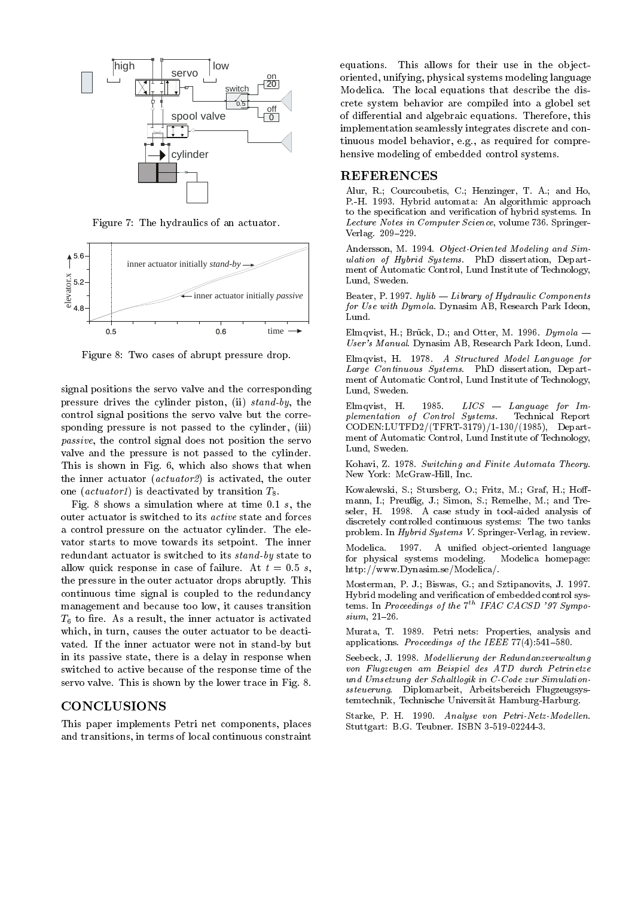high

servo

low

switch

on

20

0.5

off

0

spool valve

cylinder

Figure 7: The hydraulics of an actuator.

elevator.x

5.6

5.2

4.8

0.5

0.6

time

inner actuator initially *stand-by*

inner actuator initially *passive*

Figure 8: Two cases of abrupt pressure drop.

signal positions the servo valve and the corresponding pressure drives the cylinder piston, (ii) *stand-by*, the control signal positions the servo valve but the corresponding pressure is not passed to the cylinder, (iii) *passive*, the control signal does not position the servo valve and the pressure is not passed to the cylinder. This is shown in Fig. 6, which also shows that when the inner actuator (*actuator2*) is activated, the outer one (*actuator1*) is deactivated by transition $T_8$.

Fig. 8 shows a simulation where at time 0.1 $s$, the outer actuator is switched to its *active* state and forces a control pressure on the actuator cylinder. The elevator starts to move towards its setpoint. The inner redundant actuator is switched to its *stand-by* state to allow quick response in case of failure. At $t = 0.5$ $s$, the pressure in the outer actuator drops abruptly. This continuous time signal is coupled to the redundancy management and because too low, it causes transition $T_6$ to fire. As a result, the inner actuator is activated which, in turn, causes the outer actuator to be deactivated. If the inner actuator were not in stand-by but in its passive state, there is a delay in response when switched to active because of the response time of the servo valve. This is shown by the lower trace in Fig. 8.

## CONCLUSIONS

This paper implements Petri net components, places and transitions, in terms of local continuous constraint equations. This allows for their use in the object-oriented, unifying, physical systems modeling language Modelica. The local equations that describe the discrete system behavior are compiled into a globel set of differential and algebraic equations. Therefore, this implementation seamlessly integrates discrete and continuous model behavior, e.g., as required for comprehensive modeling of embedded control systems.

## REFERENCES

Alur, R.; Courcoubetis, C.; Henzinger, T. A.; and Ho, P.-H. 1993. Hybrid automata: An algorithmic approach to the specification and verification of hybrid systems. In *Lecture Notes in Computer Science*, volume 736. Springer-Verlag. 209–229.

Andersson, M. 1994. *Object-Oriented Modeling and Simulation of Hybrid Systems*. PhD dissertation, Department of Automatic Control, Lund Institute of Technology, Lund, Sweden.

Beater, P. 1997. *hylib — Library of Hydraulic Components for Use with Dymola*. Dynasim AB, Research Park Ideon, Lund.

Elmqvist, H.; Brück, D.; and Otter, M. 1996. *Dymola — User's Manual*. Dynasim AB, Research Park Ideon, Lund.

Elmqvist, H. 1978. *A Structured Model Language for Large Continuous Systems*. PhD dissertation, Department of Automatic Control, Lund Institute of Technology, Lund, Sweden.

Elmqvist, H. 1985. *LICS — Language for Implementation of Control Systems*. Technical Report CODEN:LUTFD2/(TFRT-3179)/1-130/(1985), Department of Automatic Control, Lund Institute of Technology, Lund, Sweden.

Kohavi, Z. 1978. *Switching and Finite Automata Theory*. New York: McGraw-Hill, Inc.

Kowalewski, S.; Stursberg, O.; Fritz, M.; Graf, H.; Hoffmann, I.; Preußig, J.; Simon, S.; Remelhe, M.; and Treseler, H. 1998. A case study in tool-aided analysis of discretely controlled continuous systems: The two tanks problem. In *Hybrid Systems V*. Springer-Verlag, in review.

Modelica. 1997. A unified object-oriented language for physical systems modeling. Modelica homepage: http://www.Dynasim.se/Modelica/.

Mosterman, P. J.; Biswas, G.; and Sztipanovits, J. 1997. Hybrid modeling and verification of embedded control systems. In *Proceedings of the 7$^{th}$ IFAC CACSD '97 Symposium*, 21–26.

Murata, T. 1989. Petri nets: Properties, analysis and applications. *Proceedings of the IEEE* 77(4):541–580.

Seebeck, J. 1998. *Modellierung der Redundanzverwaltung von Flugzeugen am Beispiel des ATD durch Petrinetze und Umsetzung der Schaltlogik in C-Code zur Simulationssteuerung*. Diplomarbeit, Arbeitsbereich Flugzeugsystemtechnik, Technische Universität Hamburg-Harburg.

Starke, P. H. 1990. *Analyse von Petri-Netz-Modellen*. Stuttgart: B.G. Teubner. ISBN 3-519-02244-3.